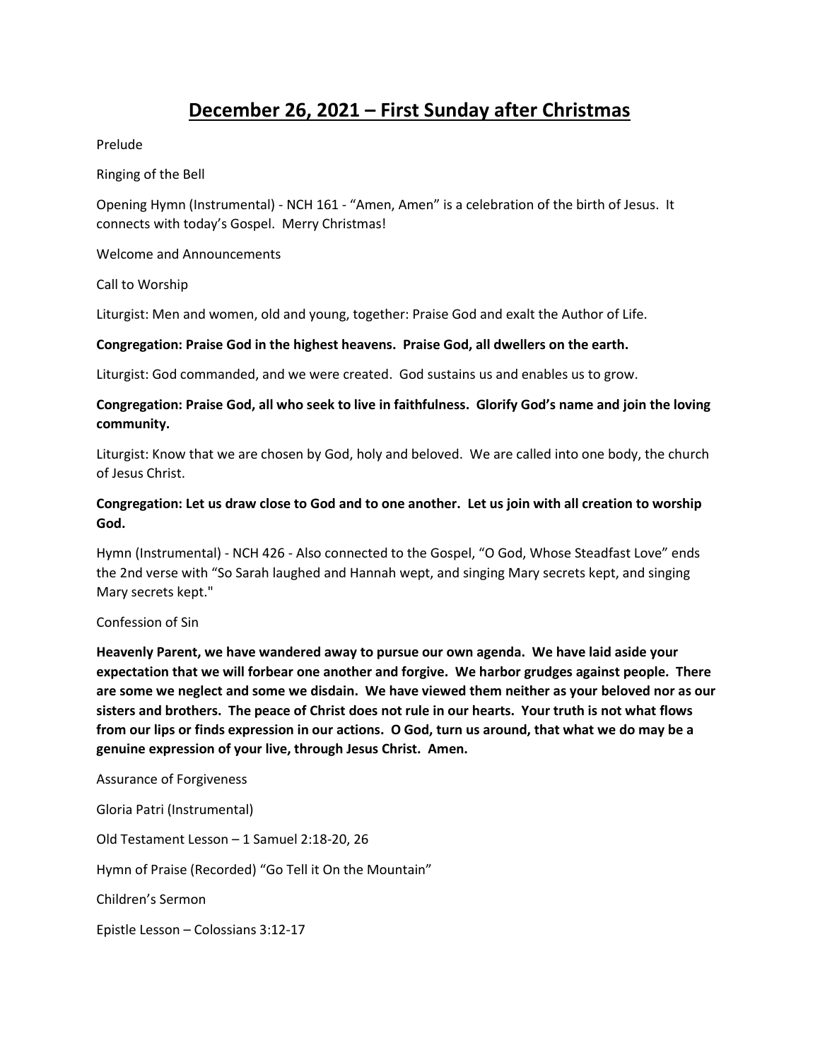# December 26, 2021 – First Sunday after Christmas

Prelude

Ringing of the Bell

Opening Hymn (Instrumental) - NCH 161 - "Amen, Amen" is a celebration of the birth of Jesus. It connects with today's Gospel. Merry Christmas!

Welcome and Announcements

Call to Worship

Liturgist: Men and women, old and young, together: Praise God and exalt the Author of Life.

**Congregation: Praise God in the highest heavens. Praise God, all dwellers on the earth.**

Liturgist: God commanded, and we were created. God sustains us and enables us to grow.

**Congregation: Praise God, all who seek to live in faithfulness. Glorify God's name and join the loving community.**

Liturgist: Know that we are chosen by God, holy and beloved. We are called into one body, the church of Jesus Christ.

**Congregation: Let us draw close to God and to one another. Let us join with all creation to worship God.**

Hymn (Instrumental) - NCH 426 - Also connected to the Gospel, "O God, Whose Steadfast Love" ends the 2nd verse with "So Sarah laughed and Hannah wept, and singing Mary secrets kept, and singing Mary secrets kept."

Confession of Sin

**Heavenly Parent, we have wandered away to pursue our own agenda. We have laid aside your expectation that we will forbear one another and forgive. We harbor grudges against people. There are some we neglect and some we disdain. We have viewed them neither as your beloved nor as our sisters and brothers. The peace of Christ does not rule in our hearts. Your truth is not what flows from our lips or finds expression in our actions. O God, turn us around, that what we do may be a genuine expression of your live, through Jesus Christ. Amen.**

Assurance of Forgiveness

Gloria Patri (Instrumental)

Old Testament Lesson – 1 Samuel 2:18-20, 26

Hymn of Praise (Recorded) "Go Tell it On the Mountain"

Children's Sermon

Epistle Lesson – Colossians 3:12-17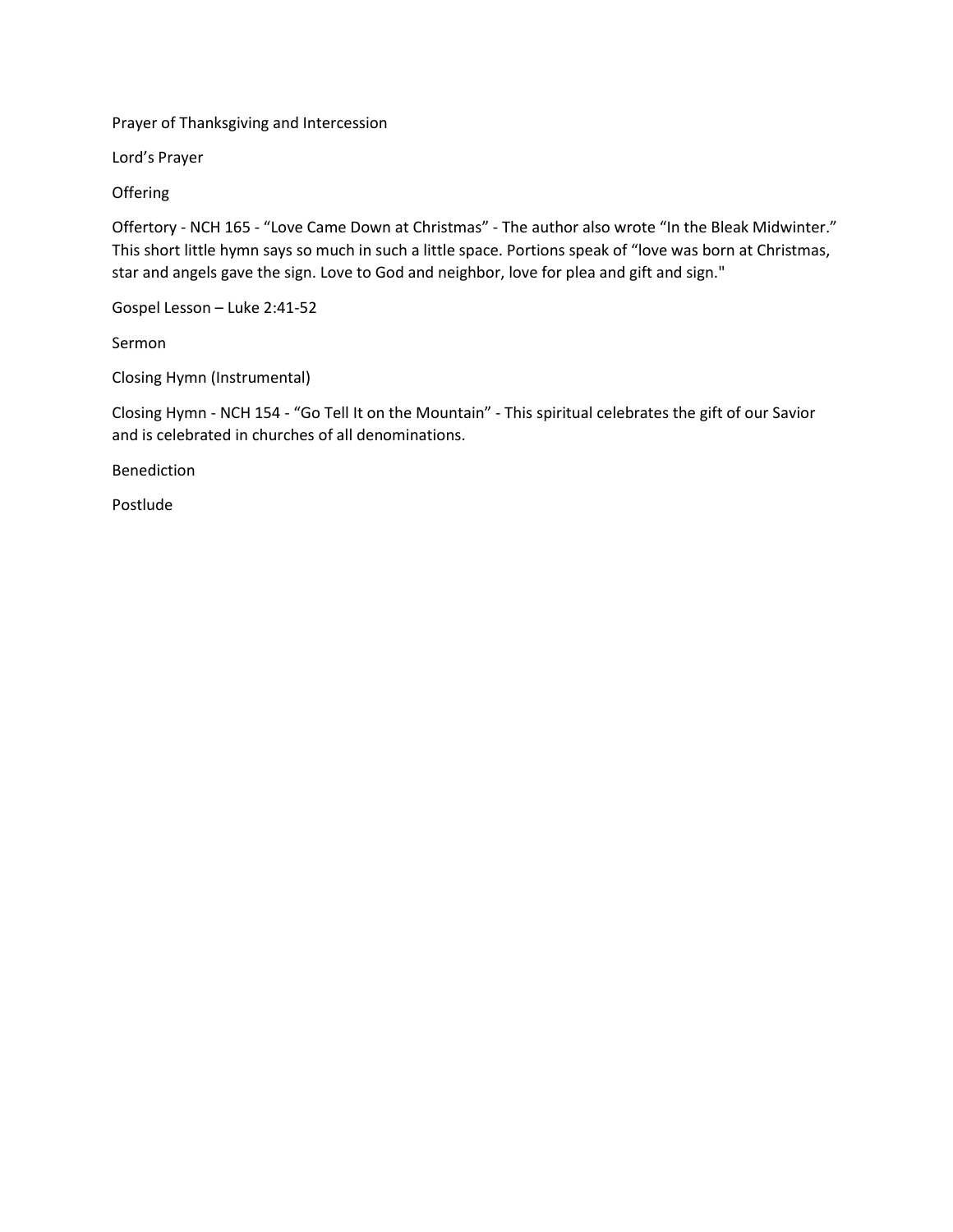Prayer of Thanksgiving and Intercession

Lord's Prayer

Offering

Offertory - NCH 165 - "Love Came Down at Christmas" - The author also wrote "In the Bleak Midwinter." This short little hymn says so much in such a little space. Portions speak of "love was born at Christmas, star and angels gave the sign. Love to God and neighbor, love for plea and gift and sign."

Gospel Lesson – Luke 2:41-52

Sermon

Closing Hymn (Instrumental)

Closing Hymn - NCH 154 - "Go Tell It on the Mountain" - This spiritual celebrates the gift of our Savior and is celebrated in churches of all denominations.

Benediction

Postlude